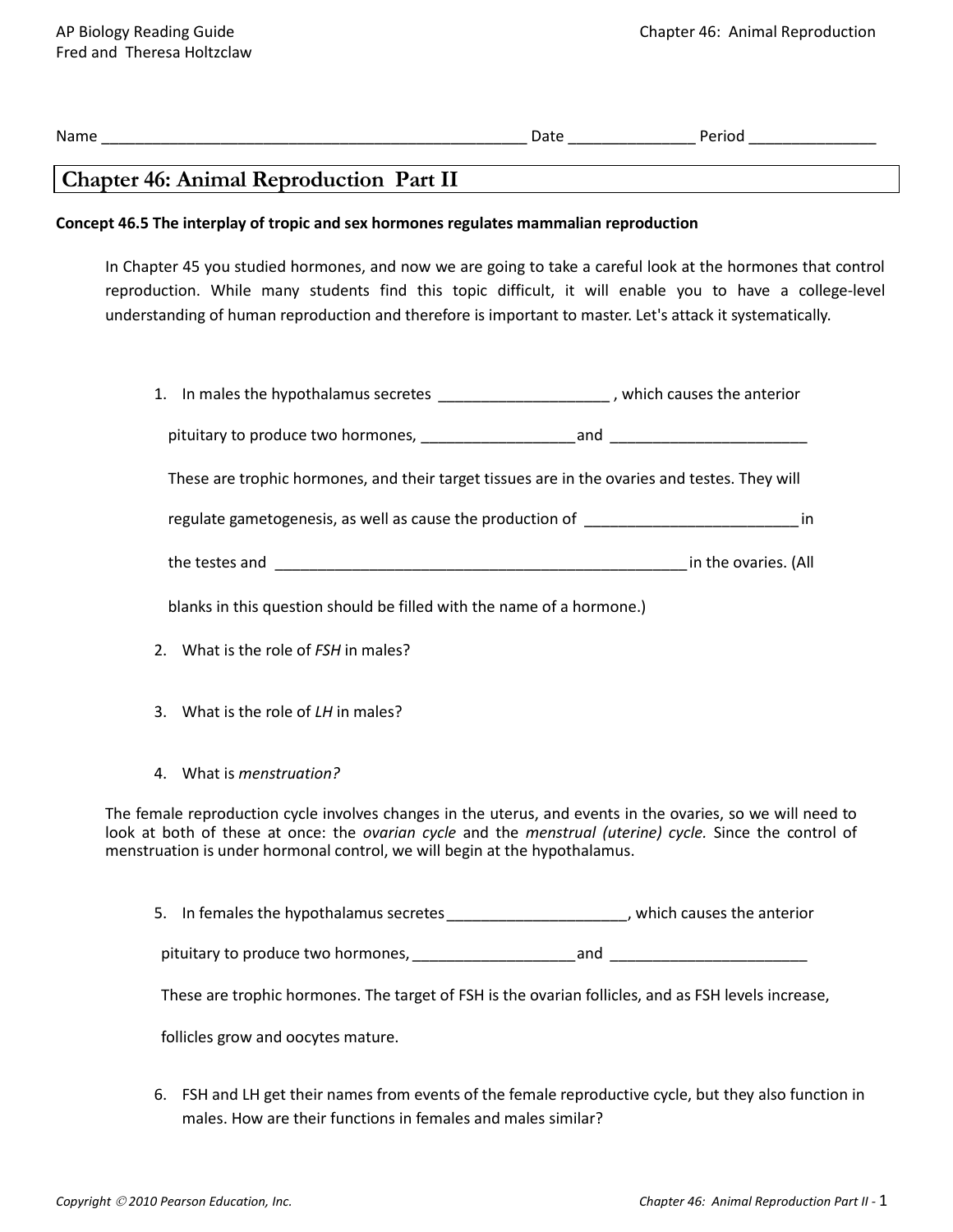Name ___________________________________________________ Date _______________ Period _______________

# Chapter 46: Animal Reproduction Part II

**Concept 46.5 The interplay of tropic and sex hormones regulates mammalian reproduction**

In Chapter 45 you studied hormones, and now we are going to take a careful look at the hormones that control reproduction. While many students find this topic difficult, it will enable you to have a college-level understanding of human reproduction and therefore is important to master. Let's attack it systematically.

1. In males the hypothalamus secretes ____________________ , which causes the anterior pituitary to produce two hormones, __________________and _______________________ These are trophic hormones, and their target tissues are in the ovaries and testes. They will regulate gametogenesis, as well as cause the production of _________________________ in the testes and __________________________________________________ in the ovaries. (All blanks in this question should be filled with the name of a hormone.)

2. What is the role of *FSH* in males?

3. What is the role of *LH* in males?

4. What is *menstruation?*

The female reproduction cycle involves changes in the uterus, and events in the ovaries, so we will need to look at both of these at once: the *ovarian cycle* and the *menstrual (uterine) cycle.* Since the control of menstruation is under hormonal control, we will begin at the hypothalamus.

5. In females the hypothalamus secretes_____________________, which causes the anterior pituitary to produce two hormones, ___________________and _______________________ These are trophic hormones. The target of FSH is the ovarian follicles, and as FSH levels increase, follicles grow and oocytes mature.

6. FSH and LH get their names from events of the female reproductive cycle, but they also function in males. How are their functions in females and males similar?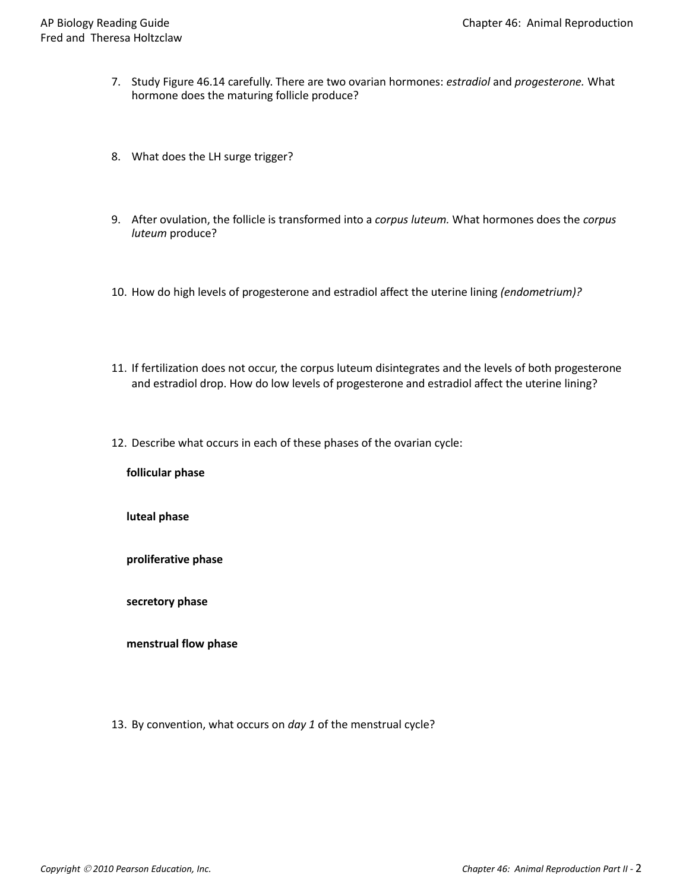7. Study Figure 46.14 carefully. There are two ovarian hormones: *estradiol* and *progesterone.* What hormone does the maturing follicle produce?

8. What does the LH surge trigger?

9. After ovulation, the follicle is transformed into a *corpus luteum.* What hormones does the *corpus luteum* produce?

10. How do high levels of progesterone and estradiol affect the uterine lining *(endometrium)?*

11. If fertilization does not occur, the corpus luteum disintegrates and the levels of both progesterone and estradiol drop. How do low levels of progesterone and estradiol affect the uterine lining?

12. Describe what occurs in each of these phases of the ovarian cycle:

    **follicular phase**

    **luteal phase**

    **proliferative phase**

    **secretory phase**

    **menstrual flow phase**

13. By convention, what occurs on *day 1* of the menstrual cycle?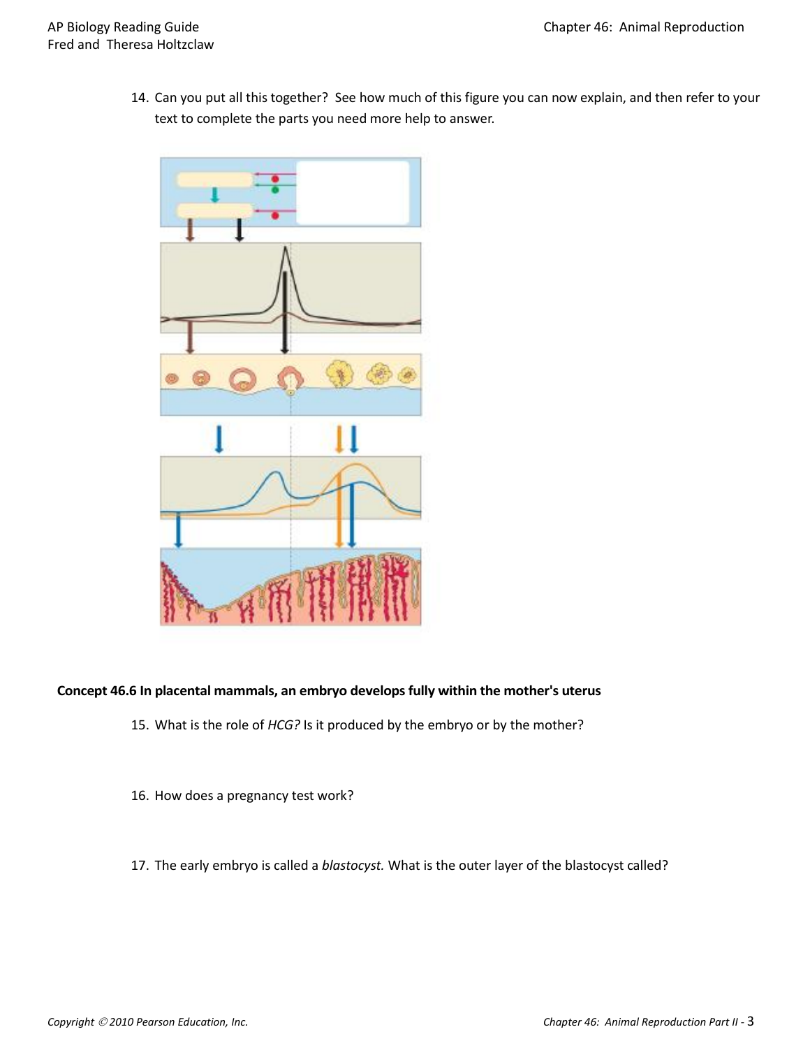14. Can you put all this together? See how much of this figure you can now explain, and then refer to your text to complete the parts you need more help to answer.

**Concept 46.6 In placental mammals, an embryo develops fully within the mother's uterus**

15. What is the role of *HCG?* Is it produced by the embryo or by the mother?

16. How does a pregnancy test work?

17. The early embryo is called a *blastocyst.* What is the outer layer of the blastocyst called?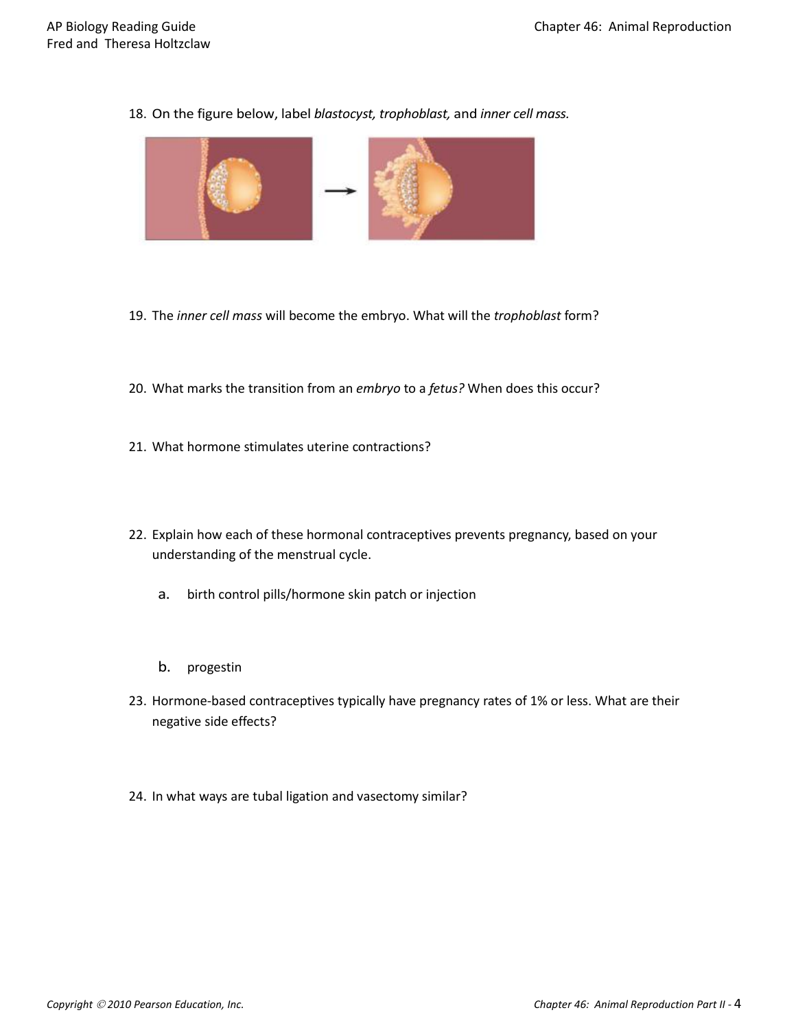18. On the figure below, label *blastocyst, trophoblast,* and *inner cell mass.*

19. The *inner cell mass* will become the embryo. What will the *trophoblast* form?

20. What marks the transition from an *embryo* to a *fetus?* When does this occur?

21. What hormone stimulates uterine contractions?

22. Explain how each of these hormonal contraceptives prevents pregnancy, based on your understanding of the menstrual cycle.

    a. birth control pills/hormone skin patch or injection

    b. progestin

23. Hormone-based contraceptives typically have pregnancy rates of 1% or less. What are their negative side effects?

24. In what ways are tubal ligation and vasectomy similar?